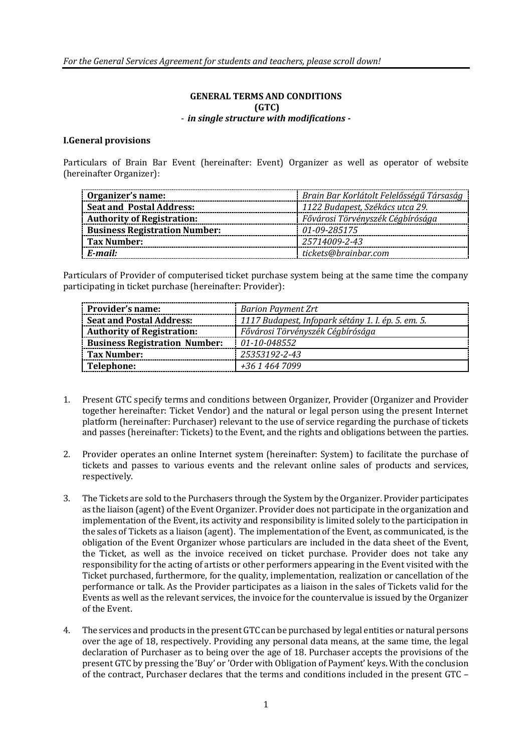*For the General Services Agreement for students and teachers, please scroll down!*

**GENERAL TERMS AND CONDITIONS**
**(GTC)**
*- in single structure with modifications -*

**I.General provisions**

Particulars of Brain Bar Event (hereinafter: Event) Organizer as well as operator of website (hereinafter Organizer):

| **Organizer's name:** | *Brain Bar Korlátolt Felelősségű Társaság* |
|---|---|
| **Seat and Postal Address:** | *1122 Budapest, Székács utca 29.* |
| **Authority of Registration:** | *Fővárosi Törvényszék Cégbírósága* |
| **Business Registration Number:** | *01-09-285175* |
| **Tax Number:** | *25714009-2-43* |
| ***E-mail:*** | *tickets@brainbar.com* |

Particulars of Provider of computerised ticket purchase system being at the same time the company participating in ticket purchase (hereinafter: Provider):

| **Provider's name:** | *Barion Payment Zrt* |
|---|---|
| **Seat and Postal Address:** | *1117 Budapest, Infopark sétány 1. I. ép. 5. em. 5.* |
| **Authority of Registration:** | *Fővárosi Törvényszék Cégbírósága* |
| **Business Registration Number:** | *01-10-048552* |
| **Tax Number:** | *25353192-2-43* |
| **Telephone:** | *+36 1 464 7099* |

1. Present GTC specify terms and conditions between Organizer, Provider (Organizer and Provider together hereinafter: Ticket Vendor) and the natural or legal person using the present Internet platform (hereinafter: Purchaser) relevant to the use of service regarding the purchase of tickets and passes (hereinafter: Tickets) to the Event, and the rights and obligations between the parties.

2. Provider operates an online Internet system (hereinafter: System) to facilitate the purchase of tickets and passes to various events and the relevant online sales of products and services, respectively.

3. The Tickets are sold to the Purchasers through the System by the Organizer. Provider participates as the liaison (agent) of the Event Organizer. Provider does not participate in the organization and implementation of the Event, its activity and responsibility is limited solely to the participation in the sales of Tickets as a liaison (agent). The implementation of the Event, as communicated, is the obligation of the Event Organizer whose particulars are included in the data sheet of the Event, the Ticket, as well as the invoice received on ticket purchase. Provider does not take any responsibility for the acting of artists or other performers appearing in the Event visited with the Ticket purchased, furthermore, for the quality, implementation, realization or cancellation of the performance or talk. As the Provider participates as a liaison in the sales of Tickets valid for the Events as well as the relevant services, the invoice for the countervalue is issued by the Organizer of the Event.

4. The services and products in the present GTC can be purchased by legal entities or natural persons over the age of 18, respectively. Providing any personal data means, at the same time, the legal declaration of Purchaser as to being over the age of 18. Purchaser accepts the provisions of the present GTC by pressing the 'Buy' or 'Order with Obligation of Payment' keys. With the conclusion of the contract, Purchaser declares that the terms and conditions included in the present GTC –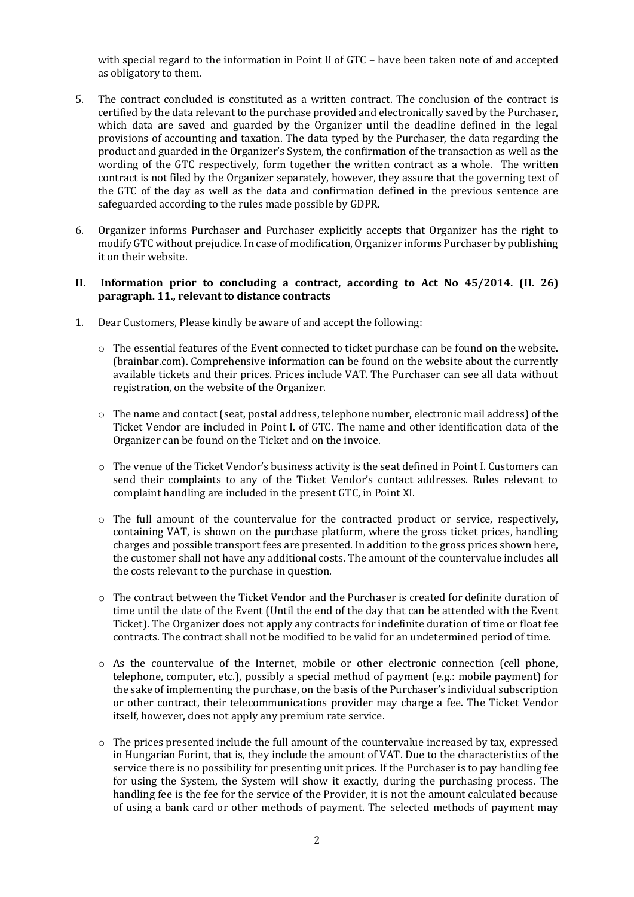with special regard to the information in Point II of GTC – have been taken note of and accepted as obligatory to them.

5. The contract concluded is constituted as a written contract. The conclusion of the contract is certified by the data relevant to the purchase provided and electronically saved by the Purchaser, which data are saved and guarded by the Organizer until the deadline defined in the legal provisions of accounting and taxation. The data typed by the Purchaser, the data regarding the product and guarded in the Organizer's System, the confirmation of the transaction as well as the wording of the GTC respectively, form together the written contract as a whole. The written contract is not filed by the Organizer separately, however, they assure that the governing text of the GTC of the day as well as the data and confirmation defined in the previous sentence are safeguarded according to the rules made possible by GDPR.

6. Organizer informs Purchaser and Purchaser explicitly accepts that Organizer has the right to modify GTC without prejudice. In case of modification, Organizer informs Purchaser by publishing it on their website.

## II. Information prior to concluding a contract, according to Act No 45/2014. (II. 26) paragraph. 11., relevant to distance contracts

1. Dear Customers, Please kindly be aware of and accept the following:

   - The essential features of the Event connected to ticket purchase can be found on the website. (brainbar.com). Comprehensive information can be found on the website about the currently available tickets and their prices. Prices include VAT. The Purchaser can see all data without registration, on the website of the Organizer.

   - The name and contact (seat, postal address, telephone number, electronic mail address) of the Ticket Vendor are included in Point I. of GTC. The name and other identification data of the Organizer can be found on the Ticket and on the invoice.

   - The venue of the Ticket Vendor's business activity is the seat defined in Point I. Customers can send their complaints to any of the Ticket Vendor's contact addresses. Rules relevant to complaint handling are included in the present GTC, in Point XI.

   - The full amount of the countervalue for the contracted product or service, respectively, containing VAT, is shown on the purchase platform, where the gross ticket prices, handling charges and possible transport fees are presented. In addition to the gross prices shown here, the customer shall not have any additional costs. The amount of the countervalue includes all the costs relevant to the purchase in question.

   - The contract between the Ticket Vendor and the Purchaser is created for definite duration of time until the date of the Event (Until the end of the day that can be attended with the Event Ticket). The Organizer does not apply any contracts for indefinite duration of time or float fee contracts. The contract shall not be modified to be valid for an undetermined period of time.

   - As the countervalue of the Internet, mobile or other electronic connection (cell phone, telephone, computer, etc.), possibly a special method of payment (e.g.: mobile payment) for the sake of implementing the purchase, on the basis of the Purchaser's individual subscription or other contract, their telecommunications provider may charge a fee. The Ticket Vendor itself, however, does not apply any premium rate service.

   - The prices presented include the full amount of the countervalue increased by tax, expressed in Hungarian Forint, that is, they include the amount of VAT. Due to the characteristics of the service there is no possibility for presenting unit prices. If the Purchaser is to pay handling fee for using the System, the System will show it exactly, during the purchasing process. The handling fee is the fee for the service of the Provider, it is not the amount calculated because of using a bank card or other methods of payment. The selected methods of payment may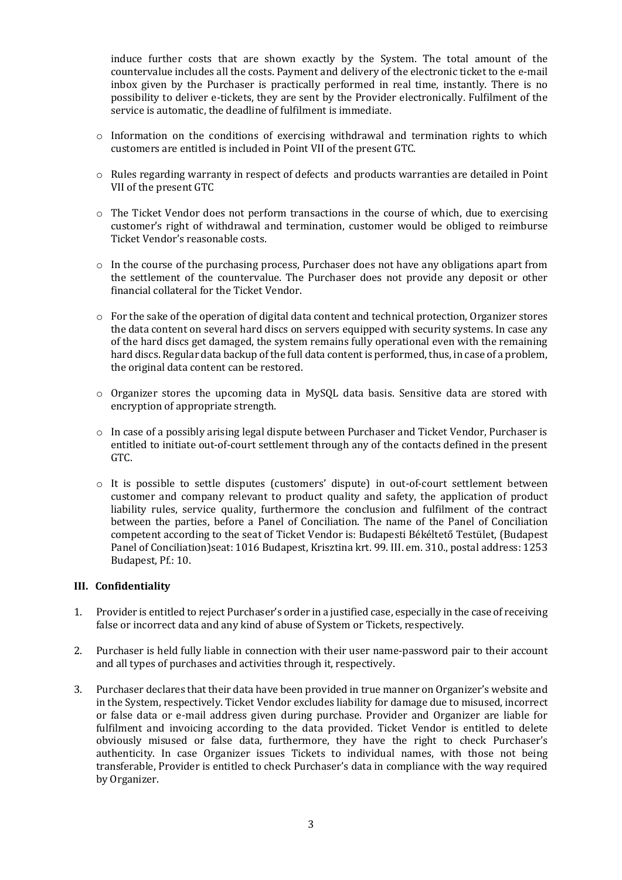induce further costs that are shown exactly by the System. The total amount of the countervalue includes all the costs. Payment and delivery of the electronic ticket to the e-mail inbox given by the Purchaser is practically performed in real time, instantly. There is no possibility to deliver e-tickets, they are sent by the Provider electronically. Fulfilment of the service is automatic, the deadline of fulfilment is immediate.

- Information on the conditions of exercising withdrawal and termination rights to which customers are entitled is included in Point VII of the present GTC.

- Rules regarding warranty in respect of defects and products warranties are detailed in Point VII of the present GTC

- The Ticket Vendor does not perform transactions in the course of which, due to exercising customer's right of withdrawal and termination, customer would be obliged to reimburse Ticket Vendor's reasonable costs.

- In the course of the purchasing process, Purchaser does not have any obligations apart from the settlement of the countervalue. The Purchaser does not provide any deposit or other financial collateral for the Ticket Vendor.

- For the sake of the operation of digital data content and technical protection, Organizer stores the data content on several hard discs on servers equipped with security systems. In case any of the hard discs get damaged, the system remains fully operational even with the remaining hard discs. Regular data backup of the full data content is performed, thus, in case of a problem, the original data content can be restored.

- Organizer stores the upcoming data in MySQL data basis. Sensitive data are stored with encryption of appropriate strength.

- In case of a possibly arising legal dispute between Purchaser and Ticket Vendor, Purchaser is entitled to initiate out-of-court settlement through any of the contacts defined in the present GTC.

- It is possible to settle disputes (customers' dispute) in out-of-court settlement between customer and company relevant to product quality and safety, the application of product liability rules, service quality, furthermore the conclusion and fulfilment of the contract between the parties, before a Panel of Conciliation. The name of the Panel of Conciliation competent according to the seat of Ticket Vendor is: Budapesti Békéltető Testület, (Budapest Panel of Conciliation)seat: 1016 Budapest, Krisztina krt. 99. III. em. 310., postal address: 1253 Budapest, Pf.: 10.

## III. Confidentiality

1. Provider is entitled to reject Purchaser's order in a justified case, especially in the case of receiving false or incorrect data and any kind of abuse of System or Tickets, respectively.

2. Purchaser is held fully liable in connection with their user name-password pair to their account and all types of purchases and activities through it, respectively.

3. Purchaser declares that their data have been provided in true manner on Organizer's website and in the System, respectively. Ticket Vendor excludes liability for damage due to misused, incorrect or false data or e-mail address given during purchase. Provider and Organizer are liable for fulfilment and invoicing according to the data provided. Ticket Vendor is entitled to delete obviously misused or false data, furthermore, they have the right to check Purchaser's authenticity. In case Organizer issues Tickets to individual names, with those not being transferable, Provider is entitled to check Purchaser's data in compliance with the way required by Organizer.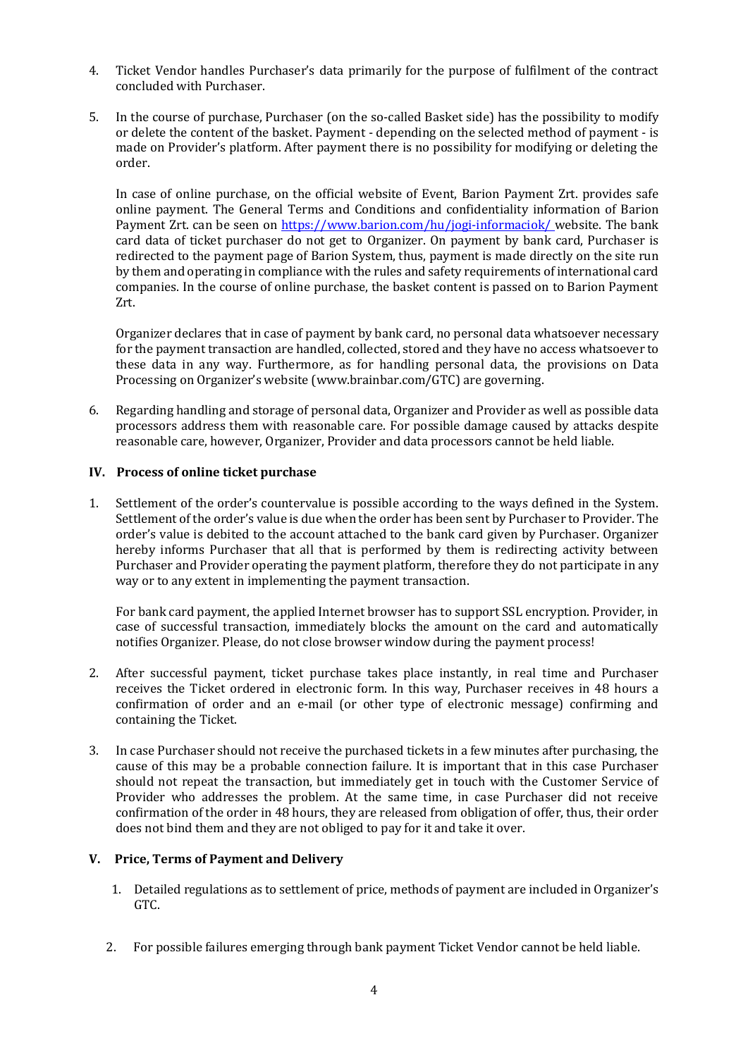4. Ticket Vendor handles Purchaser's data primarily for the purpose of fulfilment of the contract concluded with Purchaser.

5. In the course of purchase, Purchaser (on the so-called Basket side) has the possibility to modify or delete the content of the basket. Payment - depending on the selected method of payment - is made on Provider's platform. After payment there is no possibility for modifying or deleting the order.

   In case of online purchase, on the official website of Event, Barion Payment Zrt. provides safe online payment. The General Terms and Conditions and confidentiality information of Barion Payment Zrt. can be seen on [https://www.barion.com/hu/jogi-informaciok/](https://www.barion.com/hu/jogi-informaciok/) website. The bank card data of ticket purchaser do not get to Organizer. On payment by bank card, Purchaser is redirected to the payment page of Barion System, thus, payment is made directly on the site run by them and operating in compliance with the rules and safety requirements of international card companies. In the course of online purchase, the basket content is passed on to Barion Payment Zrt.

   Organizer declares that in case of payment by bank card, no personal data whatsoever necessary for the payment transaction are handled, collected, stored and they have no access whatsoever to these data in any way. Furthermore, as for handling personal data, the provisions on Data Processing on Organizer's website (www.brainbar.com/GTC) are governing.

6. Regarding handling and storage of personal data, Organizer and Provider as well as possible data processors address them with reasonable care. For possible damage caused by attacks despite reasonable care, however, Organizer, Provider and data processors cannot be held liable.

## IV. Process of online ticket purchase

1. Settlement of the order's countervalue is possible according to the ways defined in the System. Settlement of the order's value is due when the order has been sent by Purchaser to Provider. The order's value is debited to the account attached to the bank card given by Purchaser. Organizer hereby informs Purchaser that all that is performed by them is redirecting activity between Purchaser and Provider operating the payment platform, therefore they do not participate in any way or to any extent in implementing the payment transaction.

   For bank card payment, the applied Internet browser has to support SSL encryption. Provider, in case of successful transaction, immediately blocks the amount on the card and automatically notifies Organizer. Please, do not close browser window during the payment process!

2. After successful payment, ticket purchase takes place instantly, in real time and Purchaser receives the Ticket ordered in electronic form. In this way, Purchaser receives in 48 hours a confirmation of order and an e-mail (or other type of electronic message) confirming and containing the Ticket.

3. In case Purchaser should not receive the purchased tickets in a few minutes after purchasing, the cause of this may be a probable connection failure. It is important that in this case Purchaser should not repeat the transaction, but immediately get in touch with the Customer Service of Provider who addresses the problem. At the same time, in case Purchaser did not receive confirmation of the order in 48 hours, they are released from obligation of offer, thus, their order does not bind them and they are not obliged to pay for it and take it over.

## V. Price, Terms of Payment and Delivery

1. Detailed regulations as to settlement of price, methods of payment are included in Organizer's GTC.

2. For possible failures emerging through bank payment Ticket Vendor cannot be held liable.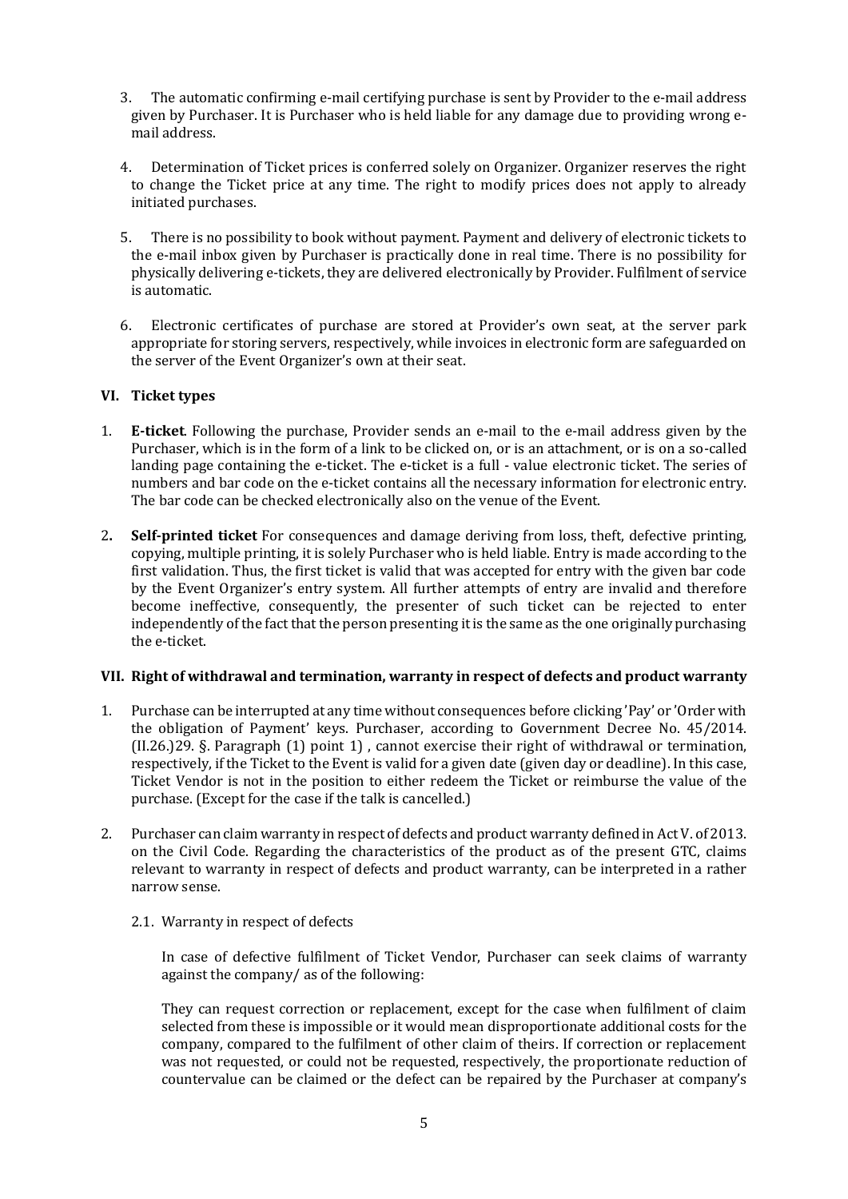3. The automatic confirming e-mail certifying purchase is sent by Provider to the e-mail address given by Purchaser. It is Purchaser who is held liable for any damage due to providing wrong e-mail address.

4. Determination of Ticket prices is conferred solely on Organizer. Organizer reserves the right to change the Ticket price at any time. The right to modify prices does not apply to already initiated purchases.

5. There is no possibility to book without payment. Payment and delivery of electronic tickets to the e-mail inbox given by Purchaser is practically done in real time. There is no possibility for physically delivering e-tickets, they are delivered electronically by Provider. Fulfilment of service is automatic.

6. Electronic certificates of purchase are stored at Provider's own seat, at the server park appropriate for storing servers, respectively, while invoices in electronic form are safeguarded on the server of the Event Organizer's own at their seat.

### VI. Ticket types

1. **E-ticket**. Following the purchase, Provider sends an e-mail to the e-mail address given by the Purchaser, which is in the form of a link to be clicked on, or is an attachment, or is on a so-called landing page containing the e-ticket. The e-ticket is a full - value electronic ticket. The series of numbers and bar code on the e-ticket contains all the necessary information for electronic entry. The bar code can be checked electronically also on the venue of the Event.

2. **Self-printed ticket** For consequences and damage deriving from loss, theft, defective printing, copying, multiple printing, it is solely Purchaser who is held liable. Entry is made according to the first validation. Thus, the first ticket is valid that was accepted for entry with the given bar code by the Event Organizer's entry system. All further attempts of entry are invalid and therefore become ineffective, consequently, the presenter of such ticket can be rejected to enter independently of the fact that the person presenting it is the same as the one originally purchasing the e-ticket.

### VII. Right of withdrawal and termination, warranty in respect of defects and product warranty

1. Purchase can be interrupted at any time without consequences before clicking 'Pay' or 'Order with the obligation of Payment' keys. Purchaser, according to Government Decree No. 45/2014. (II.26.)29. §. Paragraph (1) point 1) , cannot exercise their right of withdrawal or termination, respectively, if the Ticket to the Event is valid for a given date (given day or deadline). In this case, Ticket Vendor is not in the position to either redeem the Ticket or reimburse the value of the purchase. (Except for the case if the talk is cancelled.)

2. Purchaser can claim warranty in respect of defects and product warranty defined in Act V. of 2013. on the Civil Code. Regarding the characteristics of the product as of the present GTC, claims relevant to warranty in respect of defects and product warranty, can be interpreted in a rather narrow sense.

   2.1. Warranty in respect of defects

   In case of defective fulfilment of Ticket Vendor, Purchaser can seek claims of warranty against the company/ as of the following:

   They can request correction or replacement, except for the case when fulfilment of claim selected from these is impossible or it would mean disproportionate additional costs for the company, compared to the fulfilment of other claim of theirs. If correction or replacement was not requested, or could not be requested, respectively, the proportionate reduction of countervalue can be claimed or the defect can be repaired by the Purchaser at company's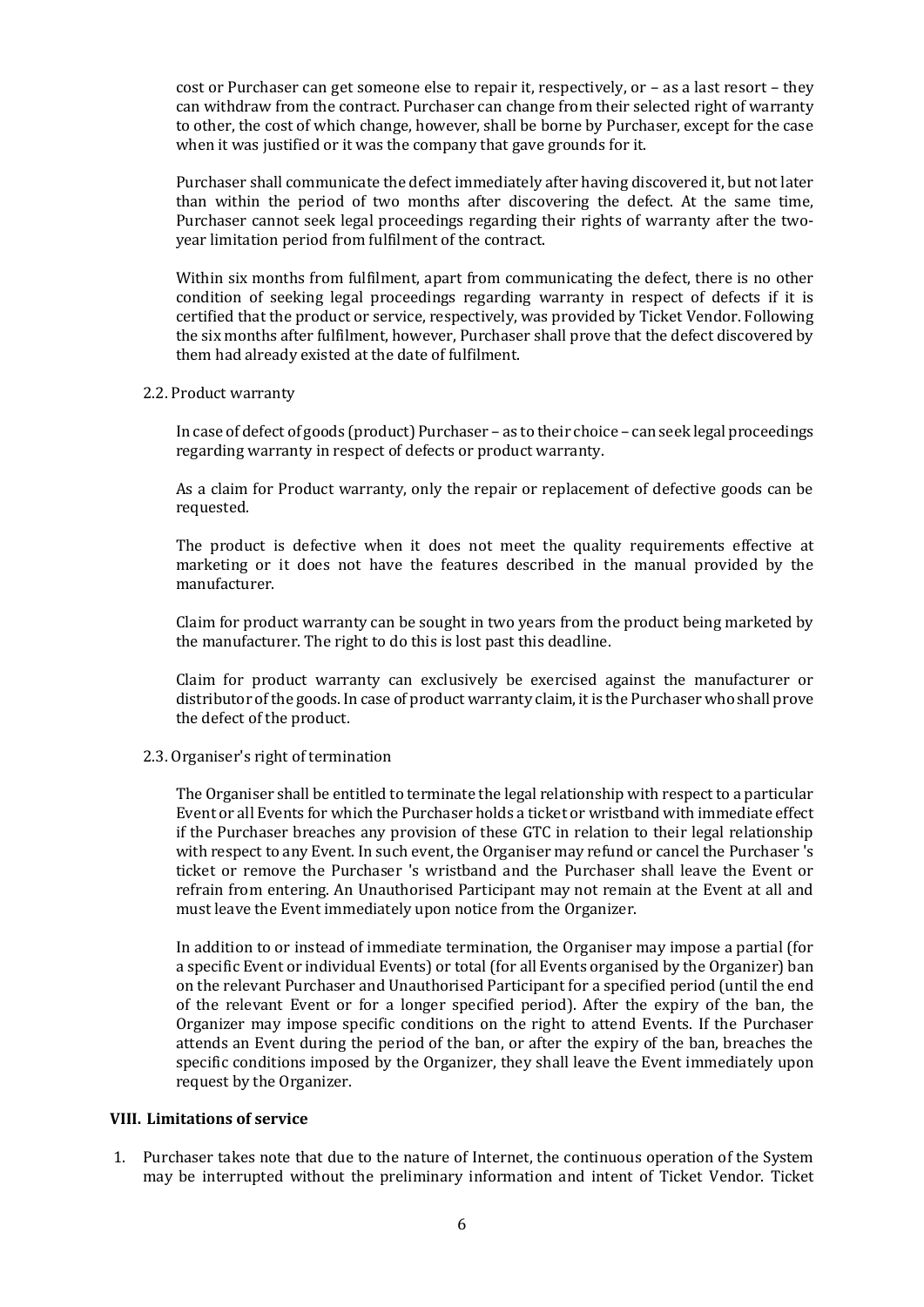cost or Purchaser can get someone else to repair it, respectively, or – as a last resort – they can withdraw from the contract. Purchaser can change from their selected right of warranty to other, the cost of which change, however, shall be borne by Purchaser, except for the case when it was justified or it was the company that gave grounds for it.

Purchaser shall communicate the defect immediately after having discovered it, but not later than within the period of two months after discovering the defect. At the same time, Purchaser cannot seek legal proceedings regarding their rights of warranty after the two-year limitation period from fulfilment of the contract.

Within six months from fulfilment, apart from communicating the defect, there is no other condition of seeking legal proceedings regarding warranty in respect of defects if it is certified that the product or service, respectively, was provided by Ticket Vendor. Following the six months after fulfilment, however, Purchaser shall prove that the defect discovered by them had already existed at the date of fulfilment.

2.2. Product warranty

In case of defect of goods (product) Purchaser – as to their choice – can seek legal proceedings regarding warranty in respect of defects or product warranty.

As a claim for Product warranty, only the repair or replacement of defective goods can be requested.

The product is defective when it does not meet the quality requirements effective at marketing or it does not have the features described in the manual provided by the manufacturer.

Claim for product warranty can be sought in two years from the product being marketed by the manufacturer. The right to do this is lost past this deadline.

Claim for product warranty can exclusively be exercised against the manufacturer or distributor of the goods. In case of product warranty claim, it is the Purchaser who shall prove the defect of the product.

2.3. Organiser's right of termination

The Organiser shall be entitled to terminate the legal relationship with respect to a particular Event or all Events for which the Purchaser holds a ticket or wristband with immediate effect if the Purchaser breaches any provision of these GTC in relation to their legal relationship with respect to any Event. In such event, the Organiser may refund or cancel the Purchaser 's ticket or remove the Purchaser 's wristband and the Purchaser shall leave the Event or refrain from entering. An Unauthorised Participant may not remain at the Event at all and must leave the Event immediately upon notice from the Organizer.

In addition to or instead of immediate termination, the Organiser may impose a partial (for a specific Event or individual Events) or total (for all Events organised by the Organizer) ban on the relevant Purchaser and Unauthorised Participant for a specified period (until the end of the relevant Event or for a longer specified period). After the expiry of the ban, the Organizer may impose specific conditions on the right to attend Events. If the Purchaser attends an Event during the period of the ban, or after the expiry of the ban, breaches the specific conditions imposed by the Organizer, they shall leave the Event immediately upon request by the Organizer.

## VIII. Limitations of service

1. Purchaser takes note that due to the nature of Internet, the continuous operation of the System may be interrupted without the preliminary information and intent of Ticket Vendor. Ticket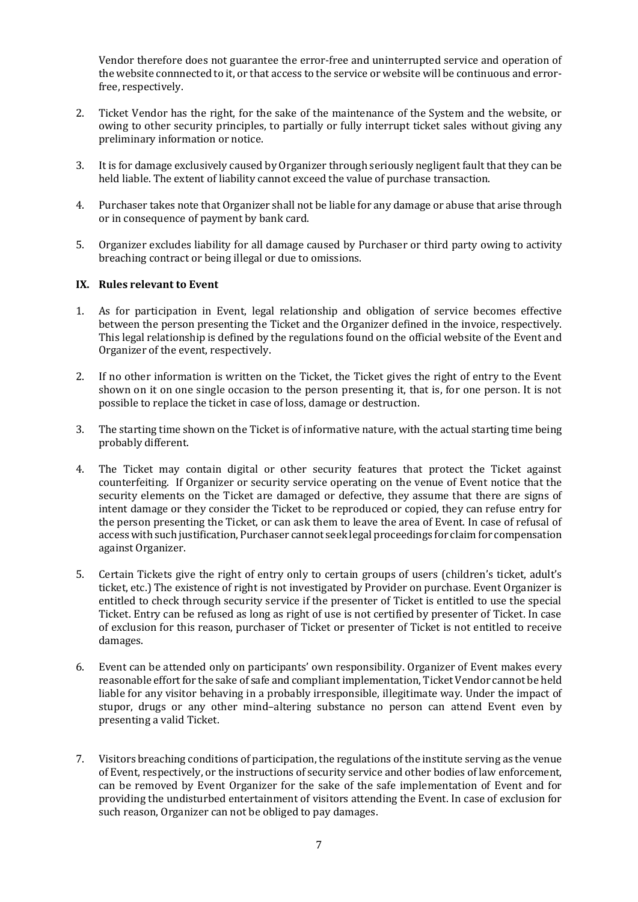Vendor therefore does not guarantee the error-free and uninterrupted service and operation of the website connnected to it, or that access to the service or website will be continuous and error-free, respectively.

2. Ticket Vendor has the right, for the sake of the maintenance of the System and the website, or owing to other security principles, to partially or fully interrupt ticket sales without giving any preliminary information or notice.

3. It is for damage exclusively caused by Organizer through seriously negligent fault that they can be held liable. The extent of liability cannot exceed the value of purchase transaction.

4. Purchaser takes note that Organizer shall not be liable for any damage or abuse that arise through or in consequence of payment by bank card.

5. Organizer excludes liability for all damage caused by Purchaser or third party owing to activity breaching contract or being illegal or due to omissions.

## IX. Rules relevant to Event

1. As for participation in Event, legal relationship and obligation of service becomes effective between the person presenting the Ticket and the Organizer defined in the invoice, respectively. This legal relationship is defined by the regulations found on the official website of the Event and Organizer of the event, respectively.

2. If no other information is written on the Ticket, the Ticket gives the right of entry to the Event shown on it on one single occasion to the person presenting it, that is, for one person. It is not possible to replace the ticket in case of loss, damage or destruction.

3. The starting time shown on the Ticket is of informative nature, with the actual starting time being probably different.

4. The Ticket may contain digital or other security features that protect the Ticket against counterfeiting. If Organizer or security service operating on the venue of Event notice that the security elements on the Ticket are damaged or defective, they assume that there are signs of intent damage or they consider the Ticket to be reproduced or copied, they can refuse entry for the person presenting the Ticket, or can ask them to leave the area of Event. In case of refusal of access with such justification, Purchaser cannot seek legal proceedings for claim for compensation against Organizer.

5. Certain Tickets give the right of entry only to certain groups of users (children's ticket, adult's ticket, etc.) The existence of right is not investigated by Provider on purchase. Event Organizer is entitled to check through security service if the presenter of Ticket is entitled to use the special Ticket. Entry can be refused as long as right of use is not certified by presenter of Ticket. In case of exclusion for this reason, purchaser of Ticket or presenter of Ticket is not entitled to receive damages.

6. Event can be attended only on participants' own responsibility. Organizer of Event makes every reasonable effort for the sake of safe and compliant implementation, Ticket Vendor cannot be held liable for any visitor behaving in a probably irresponsible, illegitimate way. Under the impact of stupor, drugs or any other mind–altering substance no person can attend Event even by presenting a valid Ticket.

7. Visitors breaching conditions of participation, the regulations of the institute serving as the venue of Event, respectively, or the instructions of security service and other bodies of law enforcement, can be removed by Event Organizer for the sake of the safe implementation of Event and for providing the undisturbed entertainment of visitors attending the Event. In case of exclusion for such reason, Organizer can not be obliged to pay damages.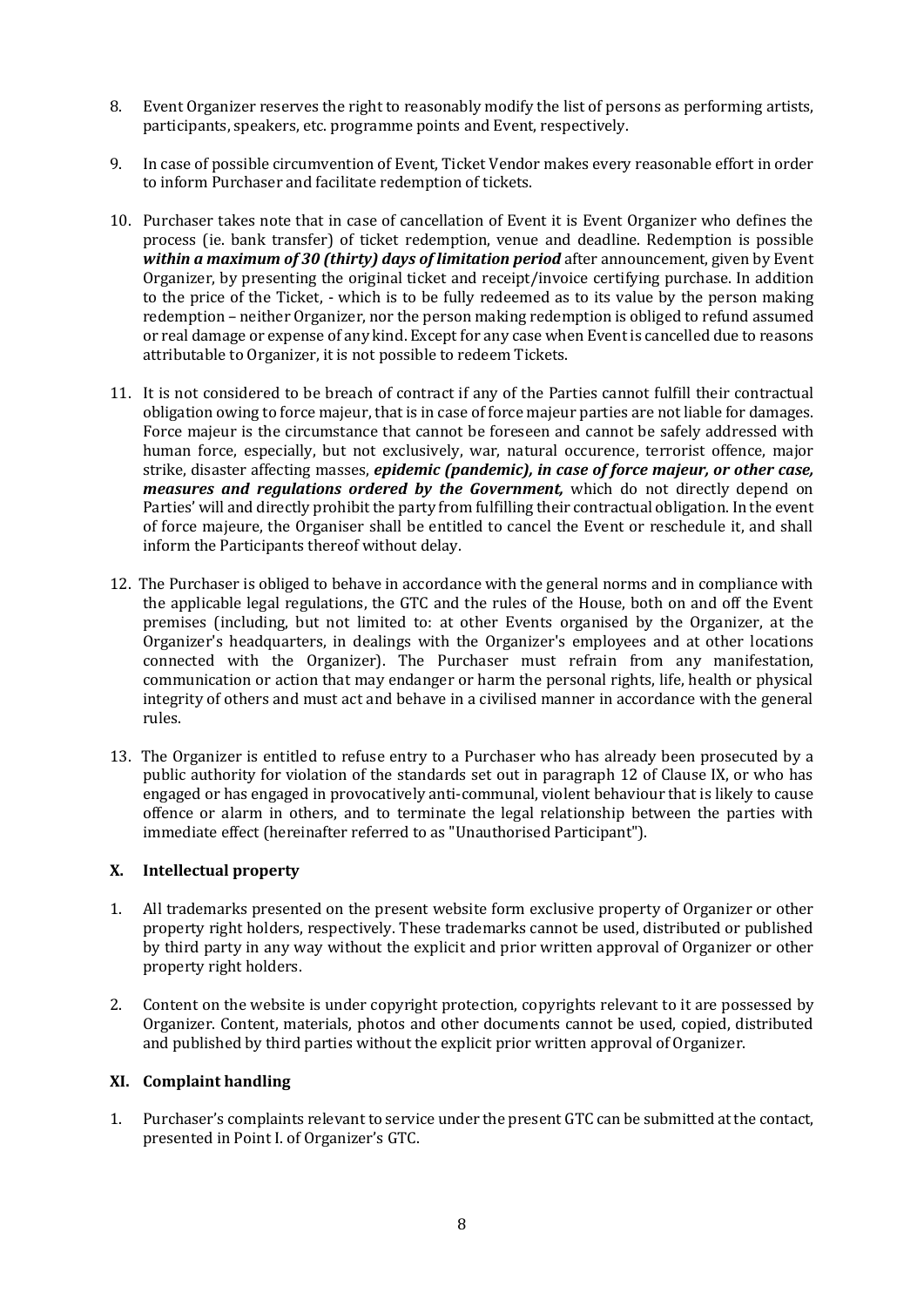8. Event Organizer reserves the right to reasonably modify the list of persons as performing artists, participants, speakers, etc. programme points and Event, respectively.

9. In case of possible circumvention of Event, Ticket Vendor makes every reasonable effort in order to inform Purchaser and facilitate redemption of tickets.

10. Purchaser takes note that in case of cancellation of Event it is Event Organizer who defines the process (ie. bank transfer) of ticket redemption, venue and deadline. Redemption is possible ***within a maximum of 30 (thirty) days of limitation period*** after announcement, given by Event Organizer, by presenting the original ticket and receipt/invoice certifying purchase. In addition to the price of the Ticket, - which is to be fully redeemed as to its value by the person making redemption – neither Organizer, nor the person making redemption is obliged to refund assumed or real damage or expense of any kind. Except for any case when Event is cancelled due to reasons attributable to Organizer, it is not possible to redeem Tickets.

11. It is not considered to be breach of contract if any of the Parties cannot fulfill their contractual obligation owing to force majeur, that is in case of force majeur parties are not liable for damages. Force majeur is the circumstance that cannot be foreseen and cannot be safely addressed with human force, especially, but not exclusively, war, natural occurence, terrorist offence, major strike, disaster affecting masses, ***epidemic (pandemic), in case of force majeur, or other case, measures and regulations ordered by the Government,*** which do not directly depend on Parties' will and directly prohibit the party from fulfilling their contractual obligation. In the event of force majeure, the Organiser shall be entitled to cancel the Event or reschedule it, and shall inform the Participants thereof without delay.

12. The Purchaser is obliged to behave in accordance with the general norms and in compliance with the applicable legal regulations, the GTC and the rules of the House, both on and off the Event premises (including, but not limited to: at other Events organised by the Organizer, at the Organizer's headquarters, in dealings with the Organizer's employees and at other locations connected with the Organizer). The Purchaser must refrain from any manifestation, communication or action that may endanger or harm the personal rights, life, health or physical integrity of others and must act and behave in a civilised manner in accordance with the general rules.

13. The Organizer is entitled to refuse entry to a Purchaser who has already been prosecuted by a public authority for violation of the standards set out in paragraph 12 of Clause IX, or who has engaged or has engaged in provocatively anti-communal, violent behaviour that is likely to cause offence or alarm in others, and to terminate the legal relationship between the parties with immediate effect (hereinafter referred to as "Unauthorised Participant").

## X. Intellectual property

1. All trademarks presented on the present website form exclusive property of Organizer or other property right holders, respectively. These trademarks cannot be used, distributed or published by third party in any way without the explicit and prior written approval of Organizer or other property right holders.

2. Content on the website is under copyright protection, copyrights relevant to it are possessed by Organizer. Content, materials, photos and other documents cannot be used, copied, distributed and published by third parties without the explicit prior written approval of Organizer.

## XI. Complaint handling

1. Purchaser's complaints relevant to service under the present GTC can be submitted at the contact, presented in Point I. of Organizer's GTC.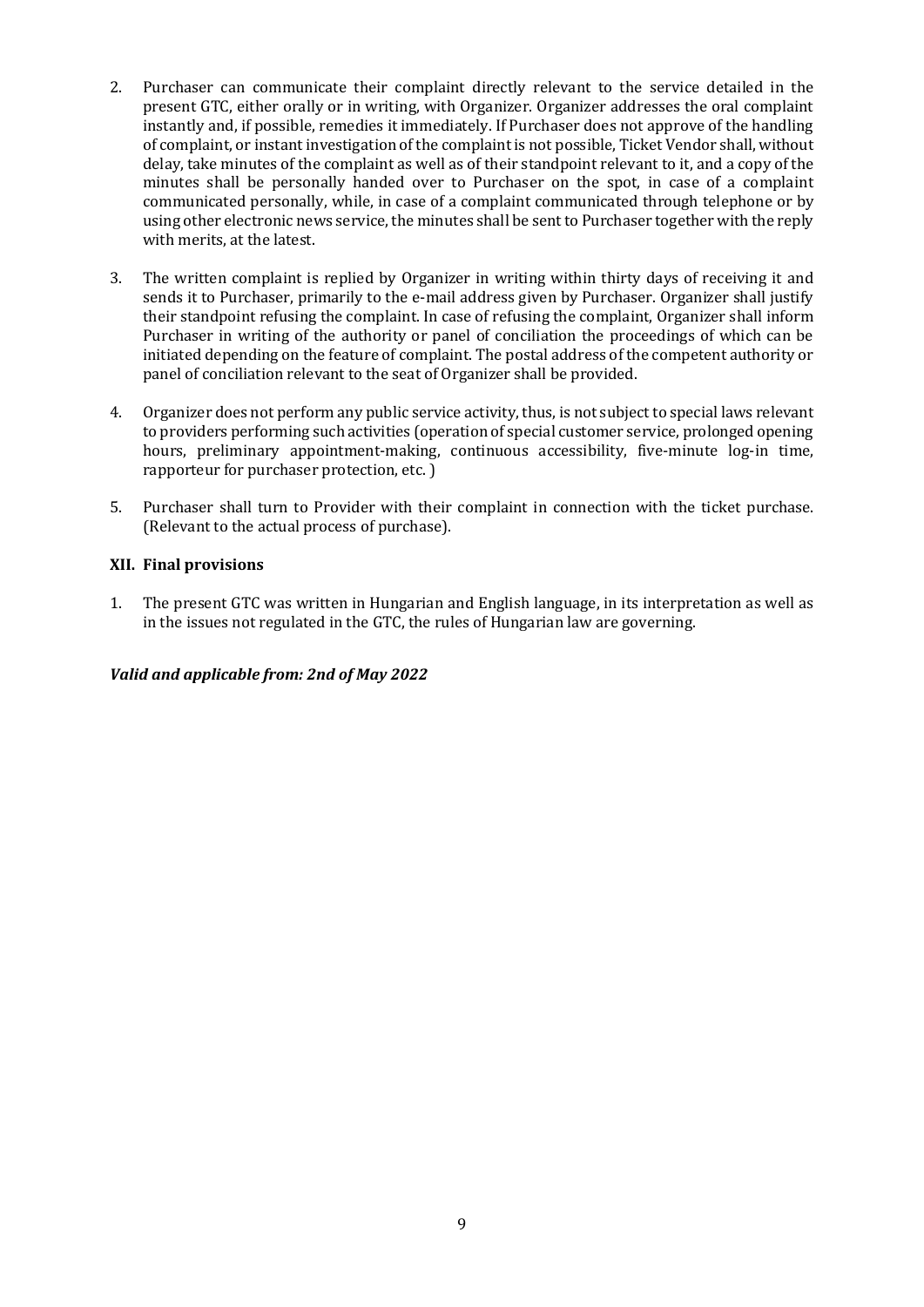2. Purchaser can communicate their complaint directly relevant to the service detailed in the present GTC, either orally or in writing, with Organizer. Organizer addresses the oral complaint instantly and, if possible, remedies it immediately. If Purchaser does not approve of the handling of complaint, or instant investigation of the complaint is not possible, Ticket Vendor shall, without delay, take minutes of the complaint as well as of their standpoint relevant to it, and a copy of the minutes shall be personally handed over to Purchaser on the spot, in case of a complaint communicated personally, while, in case of a complaint communicated through telephone or by using other electronic news service, the minutes shall be sent to Purchaser together with the reply with merits, at the latest.

3. The written complaint is replied by Organizer in writing within thirty days of receiving it and sends it to Purchaser, primarily to the e-mail address given by Purchaser. Organizer shall justify their standpoint refusing the complaint. In case of refusing the complaint, Organizer shall inform Purchaser in writing of the authority or panel of conciliation the proceedings of which can be initiated depending on the feature of complaint. The postal address of the competent authority or panel of conciliation relevant to the seat of Organizer shall be provided.

4. Organizer does not perform any public service activity, thus, is not subject to special laws relevant to providers performing such activities (operation of special customer service, prolonged opening hours, preliminary appointment-making, continuous accessibility, five-minute log-in time, rapporteur for purchaser protection, etc. )

5. Purchaser shall turn to Provider with their complaint in connection with the ticket purchase. (Relevant to the actual process of purchase).

### XII. Final provisions

1. The present GTC was written in Hungarian and English language, in its interpretation as well as in the issues not regulated in the GTC, the rules of Hungarian law are governing.

***Valid and applicable from: 2nd of May 2022***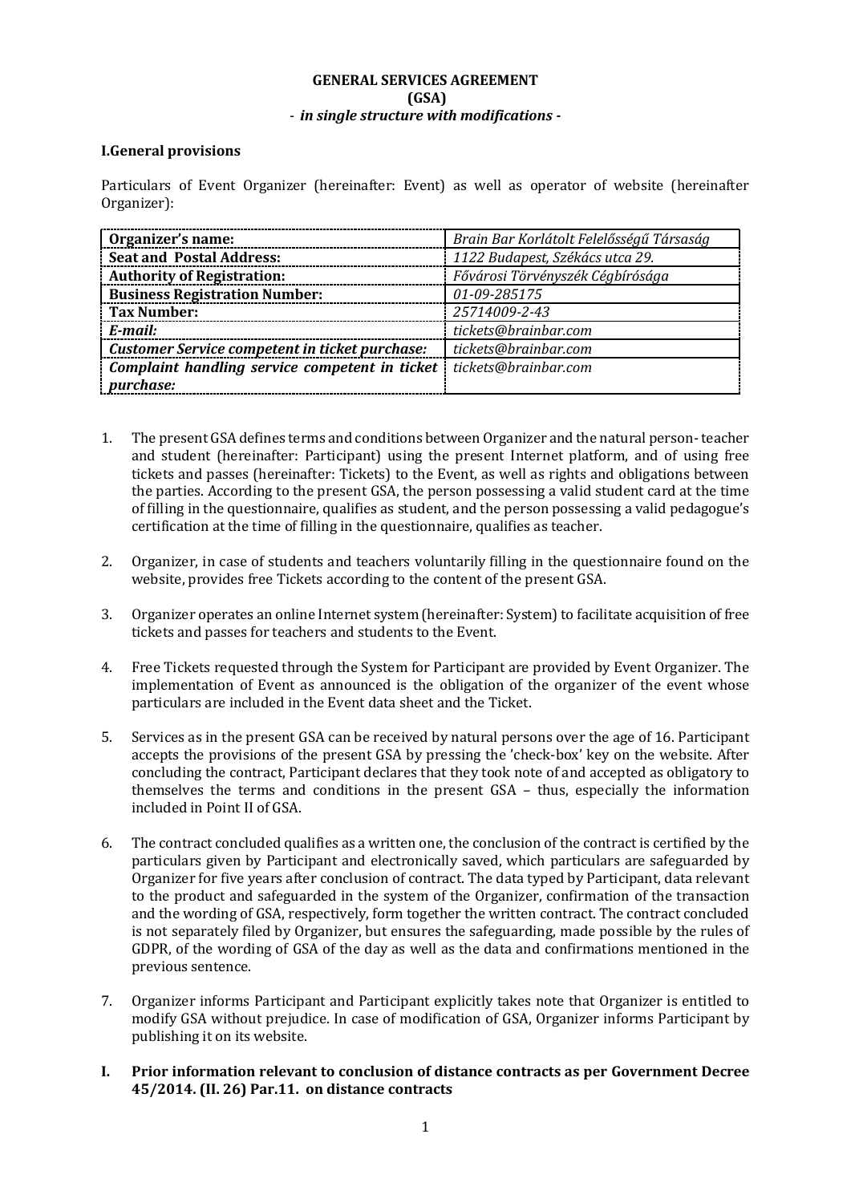**GENERAL SERVICES AGREEMENT**
**(GSA)**
- ***in single structure with modifications*** -

**I.General provisions**

Particulars of Event Organizer (hereinafter: Event) as well as operator of website (hereinafter Organizer):

| | |
|---|---|
| **Organizer's name:** | *Brain Bar Korlátolt Felelősségű Társaság* |
| **Seat and Postal Address:** | *1122 Budapest, Székács utca 29.* |
| **Authority of Registration:** | *Fővárosi Törvényszék Cégbírósága* |
| **Business Registration Number:** | *01-09-285175* |
| **Tax Number:** | *25714009-2-43* |
| ***E-mail:*** | *tickets@brainbar.com* |
| ***Customer Service competent in ticket purchase:*** | *tickets@brainbar.com* |
| ***Complaint handling service competent in ticket purchase:*** | *tickets@brainbar.com* |

1. The present GSA defines terms and conditions between Organizer and the natural person- teacher and student (hereinafter: Participant) using the present Internet platform, and of using free tickets and passes (hereinafter: Tickets) to the Event, as well as rights and obligations between the parties. According to the present GSA, the person possessing a valid student card at the time of filling in the questionnaire, qualifies as student, and the person possessing a valid pedagogue's certification at the time of filling in the questionnaire, qualifies as teacher.

2. Organizer, in case of students and teachers voluntarily filling in the questionnaire found on the website, provides free Tickets according to the content of the present GSA.

3. Organizer operates an online Internet system (hereinafter: System) to facilitate acquisition of free tickets and passes for teachers and students to the Event.

4. Free Tickets requested through the System for Participant are provided by Event Organizer. The implementation of Event as announced is the obligation of the organizer of the event whose particulars are included in the Event data sheet and the Ticket.

5. Services as in the present GSA can be received by natural persons over the age of 16. Participant accepts the provisions of the present GSA by pressing the 'check-box' key on the website. After concluding the contract, Participant declares that they took note of and accepted as obligatory to themselves the terms and conditions in the present GSA – thus, especially the information included in Point II of GSA.

6. The contract concluded qualifies as a written one, the conclusion of the contract is certified by the particulars given by Participant and electronically saved, which particulars are safeguarded by Organizer for five years after conclusion of contract. The data typed by Participant, data relevant to the product and safeguarded in the system of the Organizer, confirmation of the transaction and the wording of GSA, respectively, form together the written contract. The contract concluded is not separately filed by Organizer, but ensures the safeguarding, made possible by the rules of GDPR, of the wording of GSA of the day as well as the data and confirmations mentioned in the previous sentence.

7. Organizer informs Participant and Participant explicitly takes note that Organizer is entitled to modify GSA without prejudice. In case of modification of GSA, Organizer informs Participant by publishing it on its website.

**I. Prior information relevant to conclusion of distance contracts as per Government Decree 45/2014. (II. 26) Par.11. on distance contracts**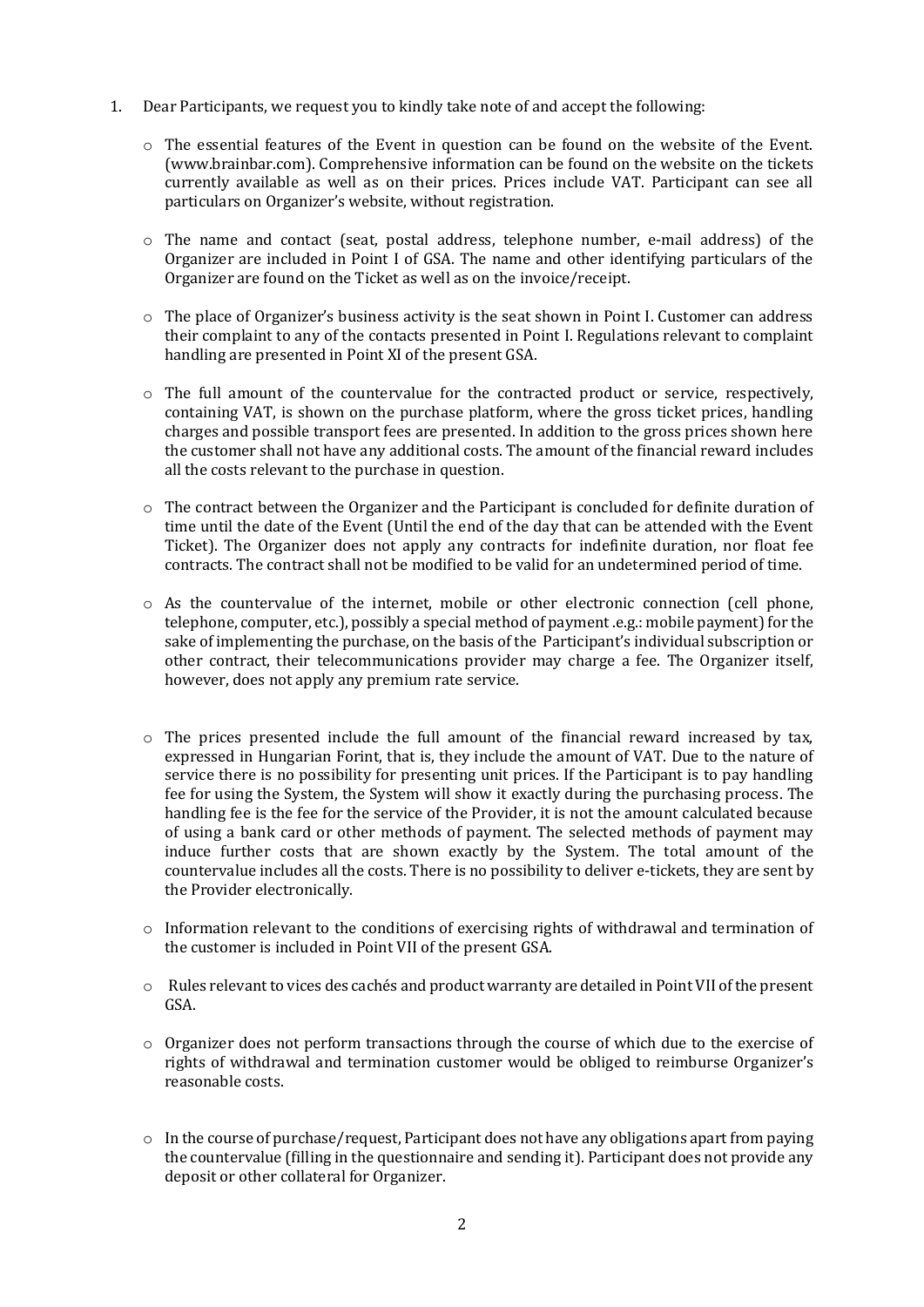1. Dear Participants, we request you to kindly take note of and accept the following:

   - The essential features of the Event in question can be found on the website of the Event. (www.brainbar.com). Comprehensive information can be found on the website on the tickets currently available as well as on their prices. Prices include VAT. Participant can see all particulars on Organizer's website, without registration.

   - The name and contact (seat, postal address, telephone number, e-mail address) of the Organizer are included in Point I of GSA. The name and other identifying particulars of the Organizer are found on the Ticket as well as on the invoice/receipt.

   - The place of Organizer's business activity is the seat shown in Point I. Customer can address their complaint to any of the contacts presented in Point I. Regulations relevant to complaint handling are presented in Point XI of the present GSA.

   - The full amount of the countervalue for the contracted product or service, respectively, containing VAT, is shown on the purchase platform, where the gross ticket prices, handling charges and possible transport fees are presented. In addition to the gross prices shown here the customer shall not have any additional costs. The amount of the financial reward includes all the costs relevant to the purchase in question.

   - The contract between the Organizer and the Participant is concluded for definite duration of time until the date of the Event (Until the end of the day that can be attended with the Event Ticket). The Organizer does not apply any contracts for indefinite duration, nor float fee contracts. The contract shall not be modified to be valid for an undetermined period of time.

   - As the countervalue of the internet, mobile or other electronic connection (cell phone, telephone, computer, etc.), possibly a special method of payment .e.g.: mobile payment) for the sake of implementing the purchase, on the basis of the Participant's individual subscription or other contract, their telecommunications provider may charge a fee. The Organizer itself, however, does not apply any premium rate service.

   - The prices presented include the full amount of the financial reward increased by tax, expressed in Hungarian Forint, that is, they include the amount of VAT. Due to the nature of service there is no possibility for presenting unit prices. If the Participant is to pay handling fee for using the System, the System will show it exactly during the purchasing process. The handling fee is the fee for the service of the Provider, it is not the amount calculated because of using a bank card or other methods of payment. The selected methods of payment may induce further costs that are shown exactly by the System. The total amount of the countervalue includes all the costs. There is no possibility to deliver e-tickets, they are sent by the Provider electronically.

   - Information relevant to the conditions of exercising rights of withdrawal and termination of the customer is included in Point VII of the present GSA.

   - Rules relevant to vices des cachés and product warranty are detailed in Point VII of the present GSA.

   - Organizer does not perform transactions through the course of which due to the exercise of rights of withdrawal and termination customer would be obliged to reimburse Organizer's reasonable costs.

   - In the course of purchase/request, Participant does not have any obligations apart from paying the countervalue (filling in the questionnaire and sending it). Participant does not provide any deposit or other collateral for Organizer.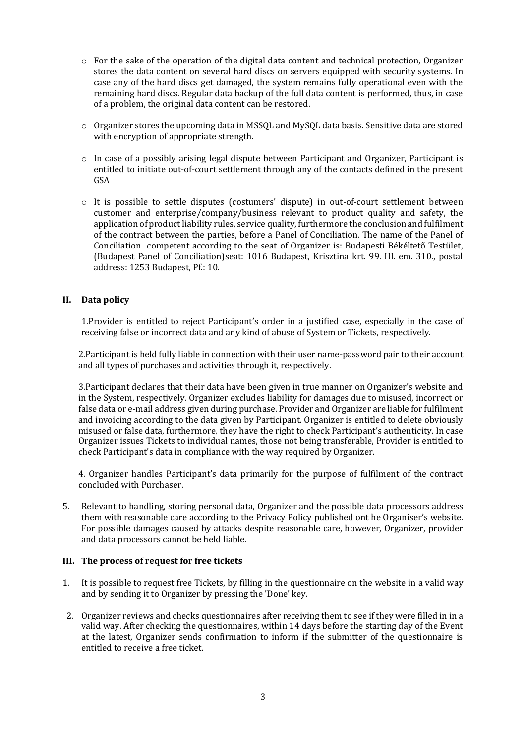- For the sake of the operation of the digital data content and technical protection, Organizer stores the data content on several hard discs on servers equipped with security systems. In case any of the hard discs get damaged, the system remains fully operational even with the remaining hard discs. Regular data backup of the full data content is performed, thus, in case of a problem, the original data content can be restored.

- Organizer stores the upcoming data in MSSQL and MySQL data basis. Sensitive data are stored with encryption of appropriate strength.

- In case of a possibly arising legal dispute between Participant and Organizer, Participant is entitled to initiate out-of-court settlement through any of the contacts defined in the present GSA

- It is possible to settle disputes (costumers' dispute) in out-of-court settlement between customer and enterprise/company/business relevant to product quality and safety, the application of product liability rules, service quality, furthermore the conclusion and fulfilment of the contract between the parties, before a Panel of Conciliation. The name of the Panel of Conciliation competent according to the seat of Organizer is: Budapesti Békéltető Testület, (Budapest Panel of Conciliation)seat: 1016 Budapest, Krisztina krt. 99. III. em. 310., postal address: 1253 Budapest, Pf.: 10.

## II. Data policy

1.Provider is entitled to reject Participant's order in a justified case, especially in the case of receiving false or incorrect data and any kind of abuse of System or Tickets, respectively.

2.Participant is held fully liable in connection with their user name-password pair to their account and all types of purchases and activities through it, respectively.

3.Participant declares that their data have been given in true manner on Organizer's website and in the System, respectively. Organizer excludes liability for damages due to misused, incorrect or false data or e-mail address given during purchase. Provider and Organizer are liable for fulfilment and invoicing according to the data given by Participant. Organizer is entitled to delete obviously misused or false data, furthermore, they have the right to check Participant's authenticity. In case Organizer issues Tickets to individual names, those not being transferable, Provider is entitled to check Participant's data in compliance with the way required by Organizer.

4. Organizer handles Participant's data primarily for the purpose of fulfilment of the contract concluded with Purchaser.

5. Relevant to handling, storing personal data, Organizer and the possible data processors address them with reasonable care according to the Privacy Policy published ont he Organiser's website. For possible damages caused by attacks despite reasonable care, however, Organizer, provider and data processors cannot be held liable.

## III. The process of request for free tickets

1. It is possible to request free Tickets, by filling in the questionnaire on the website in a valid way and by sending it to Organizer by pressing the 'Done' key.
2. Organizer reviews and checks questionnaires after receiving them to see if they were filled in in a valid way. After checking the questionnaires, within 14 days before the starting day of the Event at the latest, Organizer sends confirmation to inform if the submitter of the questionnaire is entitled to receive a free ticket.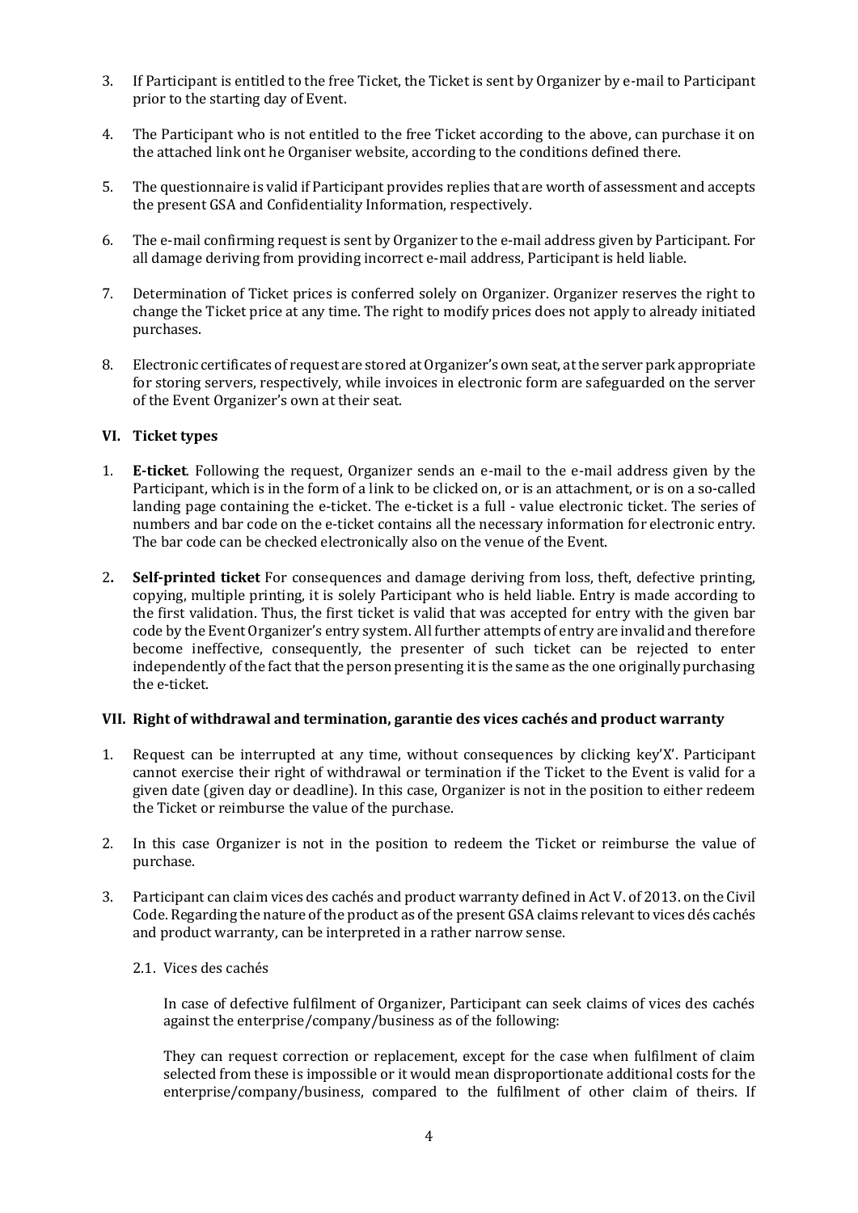3. If Participant is entitled to the free Ticket, the Ticket is sent by Organizer by e-mail to Participant prior to the starting day of Event.

4. The Participant who is not entitled to the free Ticket according to the above, can purchase it on the attached link ont he Organiser website, according to the conditions defined there.

5. The questionnaire is valid if Participant provides replies that are worth of assessment and accepts the present GSA and Confidentiality Information, respectively.

6. The e-mail confirming request is sent by Organizer to the e-mail address given by Participant. For all damage deriving from providing incorrect e-mail address, Participant is held liable.

7. Determination of Ticket prices is conferred solely on Organizer. Organizer reserves the right to change the Ticket price at any time. The right to modify prices does not apply to already initiated purchases.

8. Electronic certificates of request are stored at Organizer's own seat, at the server park appropriate for storing servers, respectively, while invoices in electronic form are safeguarded on the server of the Event Organizer's own at their seat.

## VI. Ticket types

1. **E-ticket**. Following the request, Organizer sends an e-mail to the e-mail address given by the Participant, which is in the form of a link to be clicked on, or is an attachment, or is on a so-called landing page containing the e-ticket. The e-ticket is a full - value electronic ticket. The series of numbers and bar code on the e-ticket contains all the necessary information for electronic entry. The bar code can be checked electronically also on the venue of the Event.

2. **Self-printed ticket** For consequences and damage deriving from loss, theft, defective printing, copying, multiple printing, it is solely Participant who is held liable. Entry is made according to the first validation. Thus, the first ticket is valid that was accepted for entry with the given bar code by the Event Organizer's entry system. All further attempts of entry are invalid and therefore become ineffective, consequently, the presenter of such ticket can be rejected to enter independently of the fact that the person presenting it is the same as the one originally purchasing the e-ticket.

## VII. Right of withdrawal and termination, garantie des vices cachés and product warranty

1. Request can be interrupted at any time, without consequences by clicking key'X'. Participant cannot exercise their right of withdrawal or termination if the Ticket to the Event is valid for a given date (given day or deadline). In this case, Organizer is not in the position to either redeem the Ticket or reimburse the value of the purchase.

2. In this case Organizer is not in the position to redeem the Ticket or reimburse the value of purchase.

3. Participant can claim vices des cachés and product warranty defined in Act V. of 2013. on the Civil Code. Regarding the nature of the product as of the present GSA claims relevant to vices dés cachés and product warranty, can be interpreted in a rather narrow sense.

   2.1. Vices des cachés

   In case of defective fulfilment of Organizer, Participant can seek claims of vices des cachés against the enterprise/company/business as of the following:

   They can request correction or replacement, except for the case when fulfilment of claim selected from these is impossible or it would mean disproportionate additional costs for the enterprise/company/business, compared to the fulfilment of other claim of theirs. If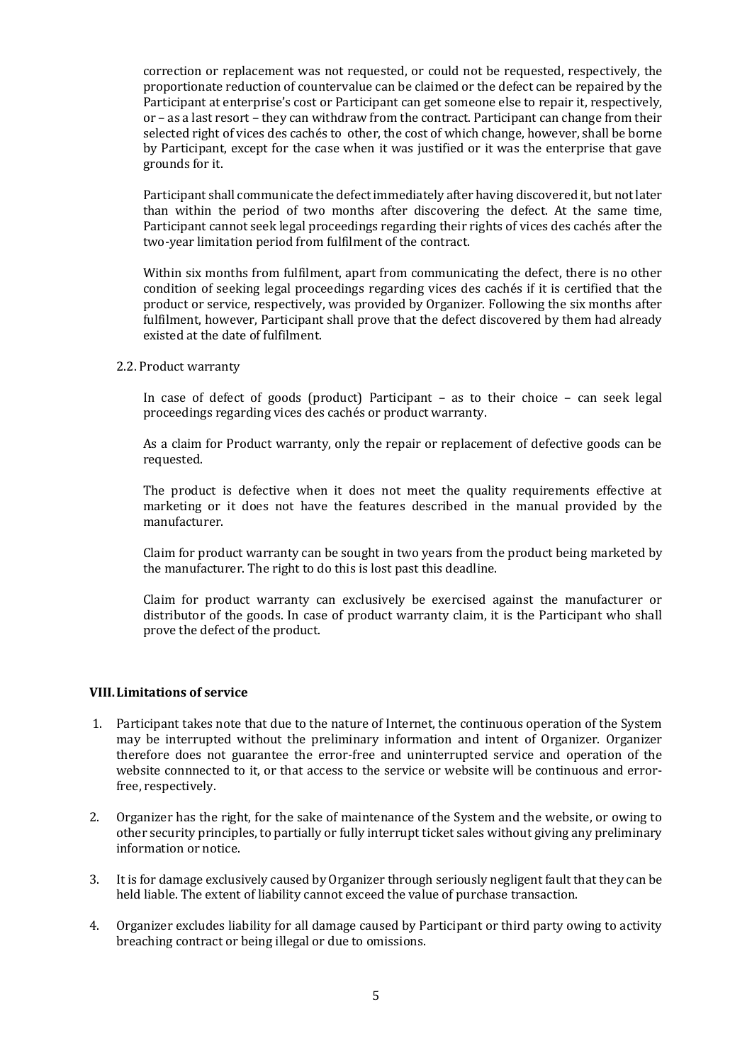correction or replacement was not requested, or could not be requested, respectively, the proportionate reduction of countervalue can be claimed or the defect can be repaired by the Participant at enterprise's cost or Participant can get someone else to repair it, respectively, or – as a last resort – they can withdraw from the contract. Participant can change from their selected right of vices des cachés to other, the cost of which change, however, shall be borne by Participant, except for the case when it was justified or it was the enterprise that gave grounds for it.

Participant shall communicate the defect immediately after having discovered it, but not later than within the period of two months after discovering the defect. At the same time, Participant cannot seek legal proceedings regarding their rights of vices des cachés after the two-year limitation period from fulfilment of the contract.

Within six months from fulfilment, apart from communicating the defect, there is no other condition of seeking legal proceedings regarding vices des cachés if it is certified that the product or service, respectively, was provided by Organizer. Following the six months after fulfilment, however, Participant shall prove that the defect discovered by them had already existed at the date of fulfilment.

2.2. Product warranty

In case of defect of goods (product) Participant – as to their choice – can seek legal proceedings regarding vices des cachés or product warranty.

As a claim for Product warranty, only the repair or replacement of defective goods can be requested.

The product is defective when it does not meet the quality requirements effective at marketing or it does not have the features described in the manual provided by the manufacturer.

Claim for product warranty can be sought in two years from the product being marketed by the manufacturer. The right to do this is lost past this deadline.

Claim for product warranty can exclusively be exercised against the manufacturer or distributor of the goods. In case of product warranty claim, it is the Participant who shall prove the defect of the product.

## VIII. Limitations of service

1. Participant takes note that due to the nature of Internet, the continuous operation of the System may be interrupted without the preliminary information and intent of Organizer. Organizer therefore does not guarantee the error-free and uninterrupted service and operation of the website connnected to it, or that access to the service or website will be continuous and error-free, respectively.
2. Organizer has the right, for the sake of maintenance of the System and the website, or owing to other security principles, to partially or fully interrupt ticket sales without giving any preliminary information or notice.
3. It is for damage exclusively caused by Organizer through seriously negligent fault that they can be held liable. The extent of liability cannot exceed the value of purchase transaction.
4. Organizer excludes liability for all damage caused by Participant or third party owing to activity breaching contract or being illegal or due to omissions.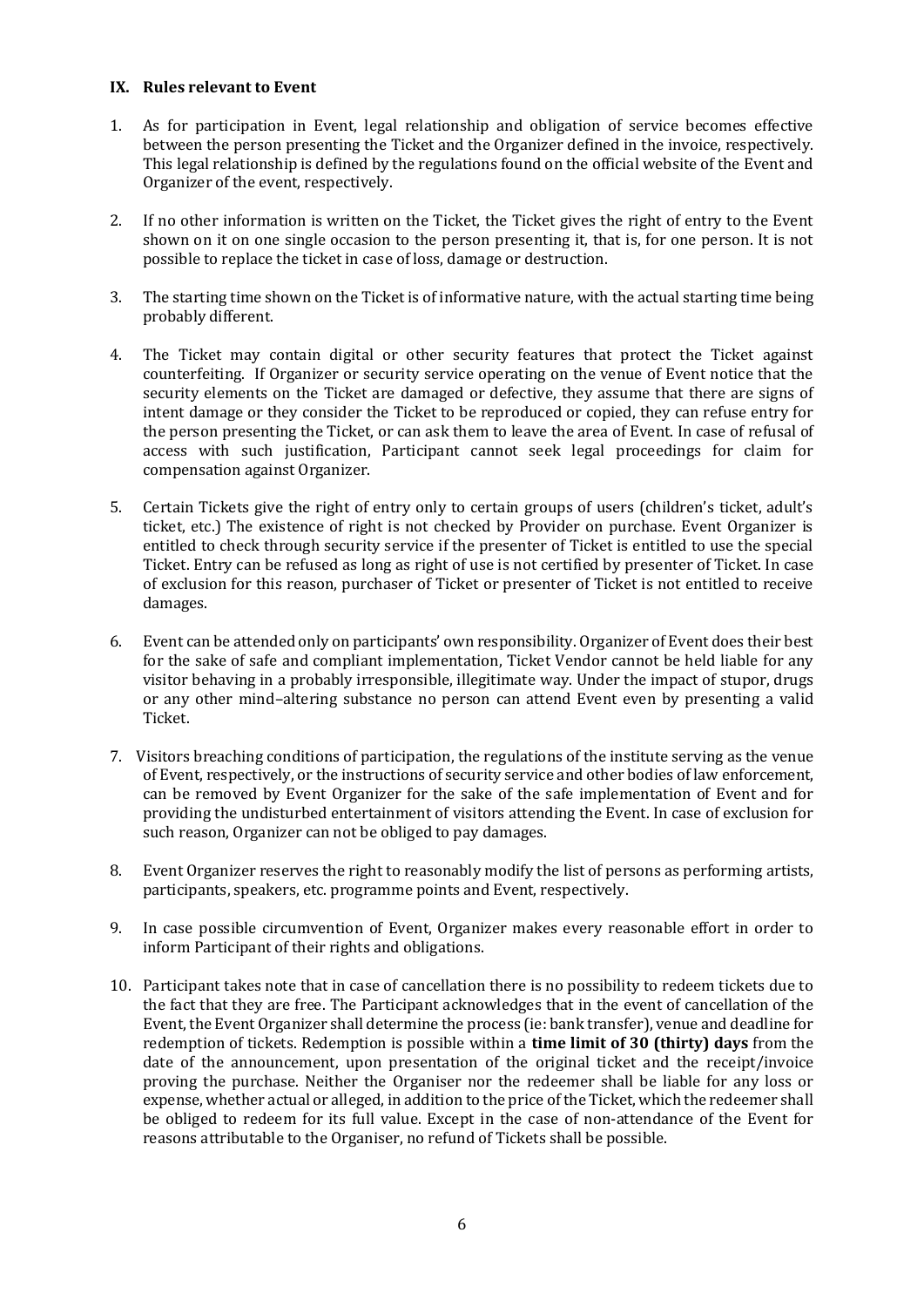### IX. Rules relevant to Event

1. As for participation in Event, legal relationship and obligation of service becomes effective between the person presenting the Ticket and the Organizer defined in the invoice, respectively. This legal relationship is defined by the regulations found on the official website of the Event and Organizer of the event, respectively.

2. If no other information is written on the Ticket, the Ticket gives the right of entry to the Event shown on it on one single occasion to the person presenting it, that is, for one person. It is not possible to replace the ticket in case of loss, damage or destruction.

3. The starting time shown on the Ticket is of informative nature, with the actual starting time being probably different.

4. The Ticket may contain digital or other security features that protect the Ticket against counterfeiting. If Organizer or security service operating on the venue of Event notice that the security elements on the Ticket are damaged or defective, they assume that there are signs of intent damage or they consider the Ticket to be reproduced or copied, they can refuse entry for the person presenting the Ticket, or can ask them to leave the area of Event. In case of refusal of access with such justification, Participant cannot seek legal proceedings for claim for compensation against Organizer.

5. Certain Tickets give the right of entry only to certain groups of users (children's ticket, adult's ticket, etc.) The existence of right is not checked by Provider on purchase. Event Organizer is entitled to check through security service if the presenter of Ticket is entitled to use the special Ticket. Entry can be refused as long as right of use is not certified by presenter of Ticket. In case of exclusion for this reason, purchaser of Ticket or presenter of Ticket is not entitled to receive damages.

6. Event can be attended only on participants' own responsibility. Organizer of Event does their best for the sake of safe and compliant implementation, Ticket Vendor cannot be held liable for any visitor behaving in a probably irresponsible, illegitimate way. Under the impact of stupor, drugs or any other mind–altering substance no person can attend Event even by presenting a valid Ticket.

7. Visitors breaching conditions of participation, the regulations of the institute serving as the venue of Event, respectively, or the instructions of security service and other bodies of law enforcement, can be removed by Event Organizer for the sake of the safe implementation of Event and for providing the undisturbed entertainment of visitors attending the Event. In case of exclusion for such reason, Organizer can not be obliged to pay damages.

8. Event Organizer reserves the right to reasonably modify the list of persons as performing artists, participants, speakers, etc. programme points and Event, respectively.

9. In case possible circumvention of Event, Organizer makes every reasonable effort in order to inform Participant of their rights and obligations.

10. Participant takes note that in case of cancellation there is no possibility to redeem tickets due to the fact that they are free. The Participant acknowledges that in the event of cancellation of the Event, the Event Organizer shall determine the process (ie: bank transfer), venue and deadline for redemption of tickets. Redemption is possible within a **time limit of 30 (thirty) days** from the date of the announcement, upon presentation of the original ticket and the receipt/invoice proving the purchase. Neither the Organiser nor the redeemer shall be liable for any loss or expense, whether actual or alleged, in addition to the price of the Ticket, which the redeemer shall be obliged to redeem for its full value. Except in the case of non-attendance of the Event for reasons attributable to the Organiser, no refund of Tickets shall be possible.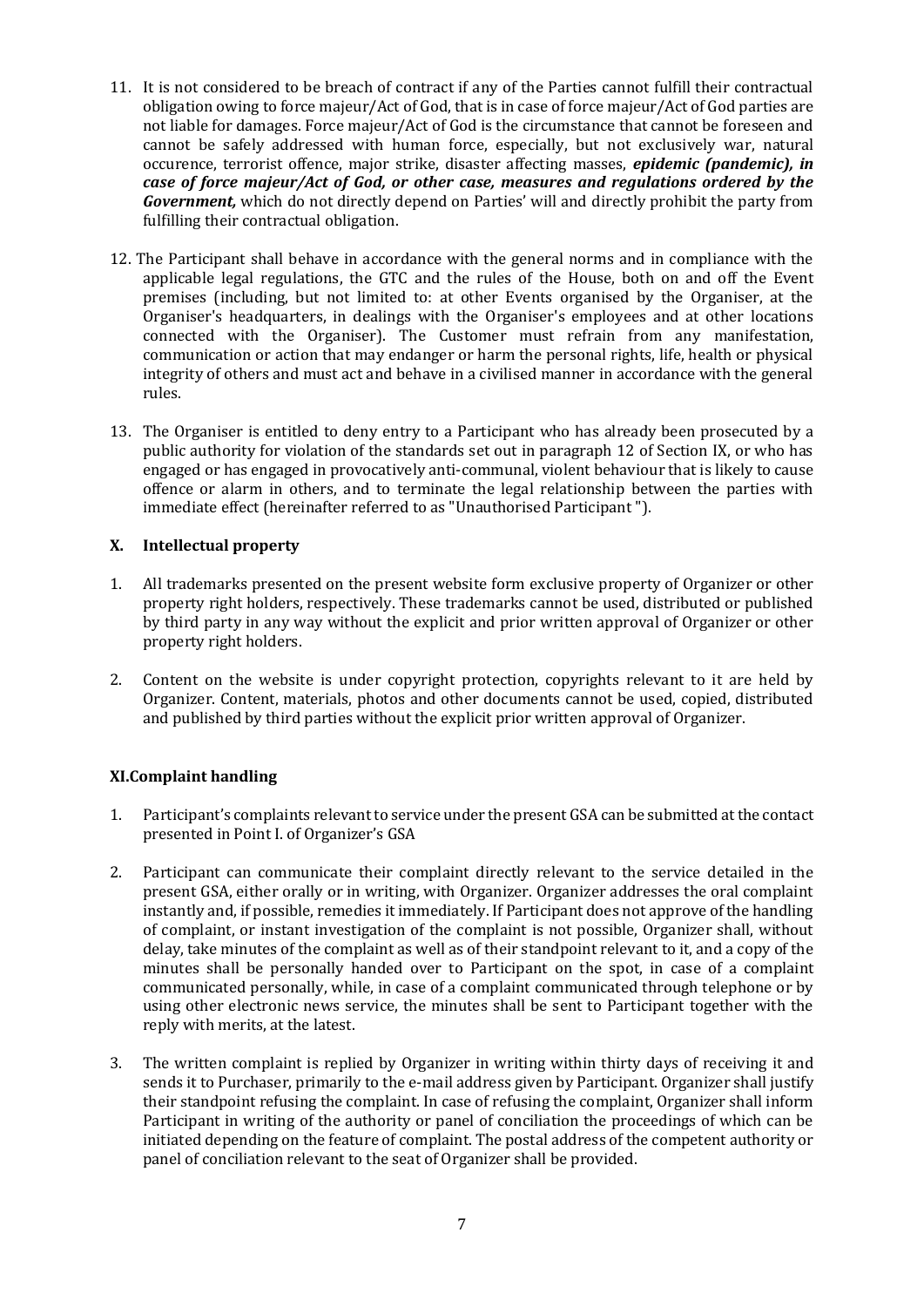11. It is not considered to be breach of contract if any of the Parties cannot fulfill their contractual obligation owing to force majeur/Act of God, that is in case of force majeur/Act of God parties are not liable for damages. Force majeur/Act of God is the circumstance that cannot be foreseen and cannot be safely addressed with human force, especially, but not exclusively war, natural occurence, terrorist offence, major strike, disaster affecting masses, ***epidemic (pandemic), in case of force majeur/Act of God, or other case, measures and regulations ordered by the Government,*** which do not directly depend on Parties' will and directly prohibit the party from fulfilling their contractual obligation.

12. The Participant shall behave in accordance with the general norms and in compliance with the applicable legal regulations, the GTC and the rules of the House, both on and off the Event premises (including, but not limited to: at other Events organised by the Organiser, at the Organiser's headquarters, in dealings with the Organiser's employees and at other locations connected with the Organiser). The Customer must refrain from any manifestation, communication or action that may endanger or harm the personal rights, life, health or physical integrity of others and must act and behave in a civilised manner in accordance with the general rules.

13. The Organiser is entitled to deny entry to a Participant who has already been prosecuted by a public authority for violation of the standards set out in paragraph 12 of Section IX, or who has engaged or has engaged in provocatively anti-communal, violent behaviour that is likely to cause offence or alarm in others, and to terminate the legal relationship between the parties with immediate effect (hereinafter referred to as "Unauthorised Participant ").

## X. Intellectual property

1. All trademarks presented on the present website form exclusive property of Organizer or other property right holders, respectively. These trademarks cannot be used, distributed or published by third party in any way without the explicit and prior written approval of Organizer or other property right holders.

2. Content on the website is under copyright protection, copyrights relevant to it are held by Organizer. Content, materials, photos and other documents cannot be used, copied, distributed and published by third parties without the explicit prior written approval of Organizer.

## XI.Complaint handling

1. Participant's complaints relevant to service under the present GSA can be submitted at the contact presented in Point I. of Organizer's GSA

2. Participant can communicate their complaint directly relevant to the service detailed in the present GSA, either orally or in writing, with Organizer. Organizer addresses the oral complaint instantly and, if possible, remedies it immediately. If Participant does not approve of the handling of complaint, or instant investigation of the complaint is not possible, Organizer shall, without delay, take minutes of the complaint as well as of their standpoint relevant to it, and a copy of the minutes shall be personally handed over to Participant on the spot, in case of a complaint communicated personally, while, in case of a complaint communicated through telephone or by using other electronic news service, the minutes shall be sent to Participant together with the reply with merits, at the latest.

3. The written complaint is replied by Organizer in writing within thirty days of receiving it and sends it to Purchaser, primarily to the e-mail address given by Participant. Organizer shall justify their standpoint refusing the complaint. In case of refusing the complaint, Organizer shall inform Participant in writing of the authority or panel of conciliation the proceedings of which can be initiated depending on the feature of complaint. The postal address of the competent authority or panel of conciliation relevant to the seat of Organizer shall be provided.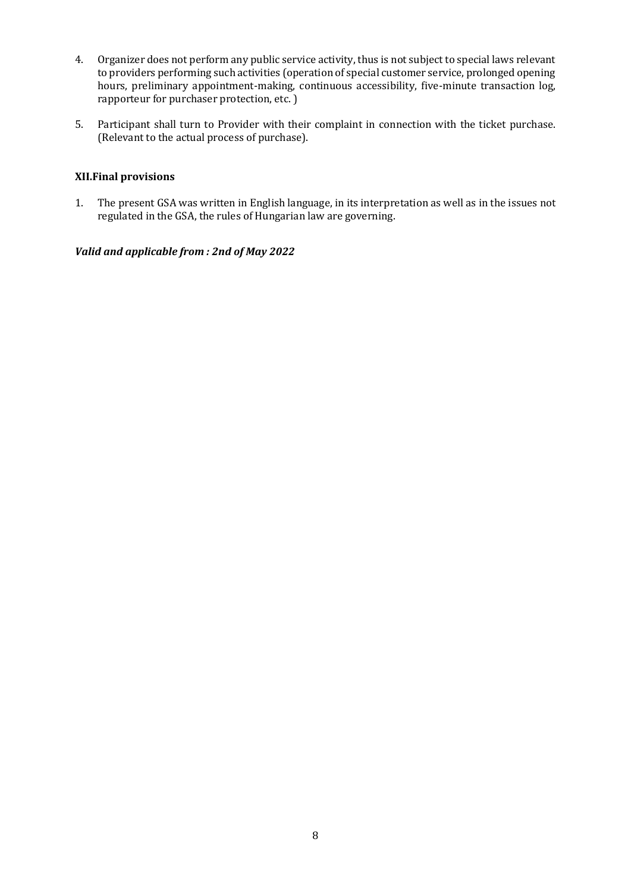4. Organizer does not perform any public service activity, thus is not subject to special laws relevant to providers performing such activities (operation of special customer service, prolonged opening hours, preliminary appointment-making, continuous accessibility, five-minute transaction log, rapporteur for purchaser protection, etc. )

5. Participant shall turn to Provider with their complaint in connection with the ticket purchase. (Relevant to the actual process of purchase).

### XII.Final provisions

1. The present GSA was written in English language, in its interpretation as well as in the issues not regulated in the GSA, the rules of Hungarian law are governing.

***Valid and applicable from : 2nd of May 2022***